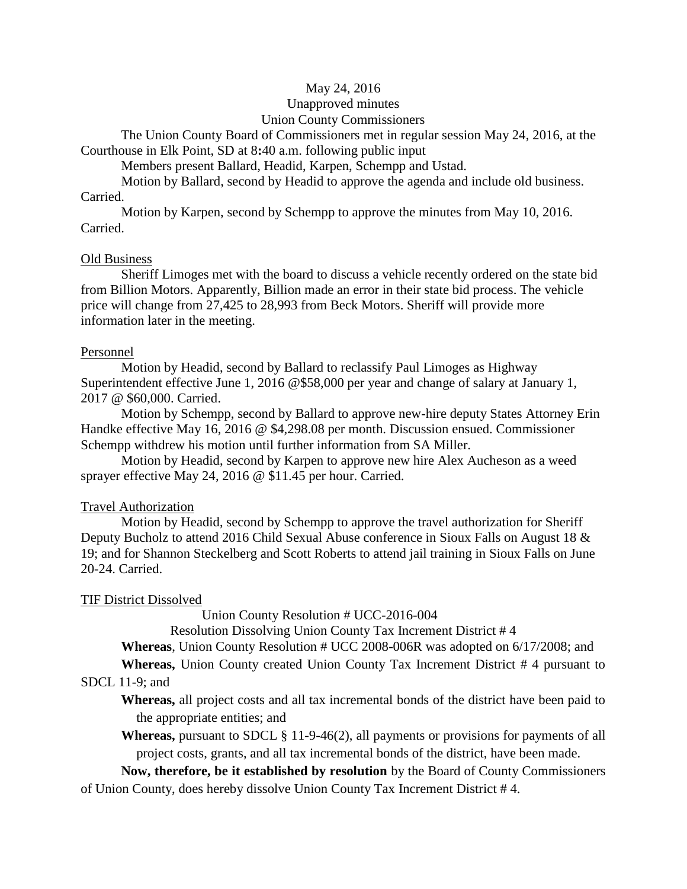May 24, 2016

Unapproved minutes

Union County Commissioners

The Union County Board of Commissioners met in regular session May 24, 2016, at the Courthouse in Elk Point, SD at 8:40 a.m. following public input

Members present Ballard, Headid, Karpen, Schempp and Ustad.

Motion by Ballard, second by Headid to approve the agenda and include old business. Carried.

Motion by Karpen, second by Schempp to approve the minutes from May 10, 2016. Carried.

Old Business

Sheriff Limoges met with the board to discuss a vehicle recently ordered on the state bid from Billion Motors. Apparently, Billion made an error in their state bid process. The vehicle price will change from 27,425 to 28,993 from Beck Motors. Sheriff will provide more information later in the meeting.

Personnel

Motion by Headid, second by Ballard to reclassify Paul Limoges as Highway Superintendent effective June 1, 2016 @$58,000 per year and change of salary at January 1, 2017 @ $60,000. Carried.

Motion by Schempp, second by Ballard to approve new-hire deputy States Attorney Erin Handke effective May 16, 2016 @ $4,298.08 per month. Discussion ensued. Commissioner Schempp withdrew his motion until further information from SA Miller.

Motion by Headid, second by Karpen to approve new hire Alex Aucheson as a weed sprayer effective May 24, 2016 @ $11.45 per hour. Carried.

Travel Authorization

Motion by Headid, second by Schempp to approve the travel authorization for Sheriff Deputy Bucholz to attend 2016 Child Sexual Abuse conference in Sioux Falls on August 18 & 19; and for Shannon Steckelberg and Scott Roberts to attend jail training in Sioux Falls on June 20-24. Carried.

TIF District Dissolved

Union County Resolution # UCC-2016-004

Resolution Dissolving Union County Tax Increment District # 4

**Whereas**, Union County Resolution # UCC 2008-006R was adopted on 6/17/2008; and

**Whereas,** Union County created Union County Tax Increment District # 4 pursuant to SDCL 11-9; and

**Whereas,** all project costs and all tax incremental bonds of the district have been paid to the appropriate entities; and

**Whereas,** pursuant to SDCL § 11-9-46(2), all payments or provisions for payments of all project costs, grants, and all tax incremental bonds of the district, have been made.

**Now, therefore, be it established by resolution** by the Board of County Commissioners of Union County, does hereby dissolve Union County Tax Increment District # 4.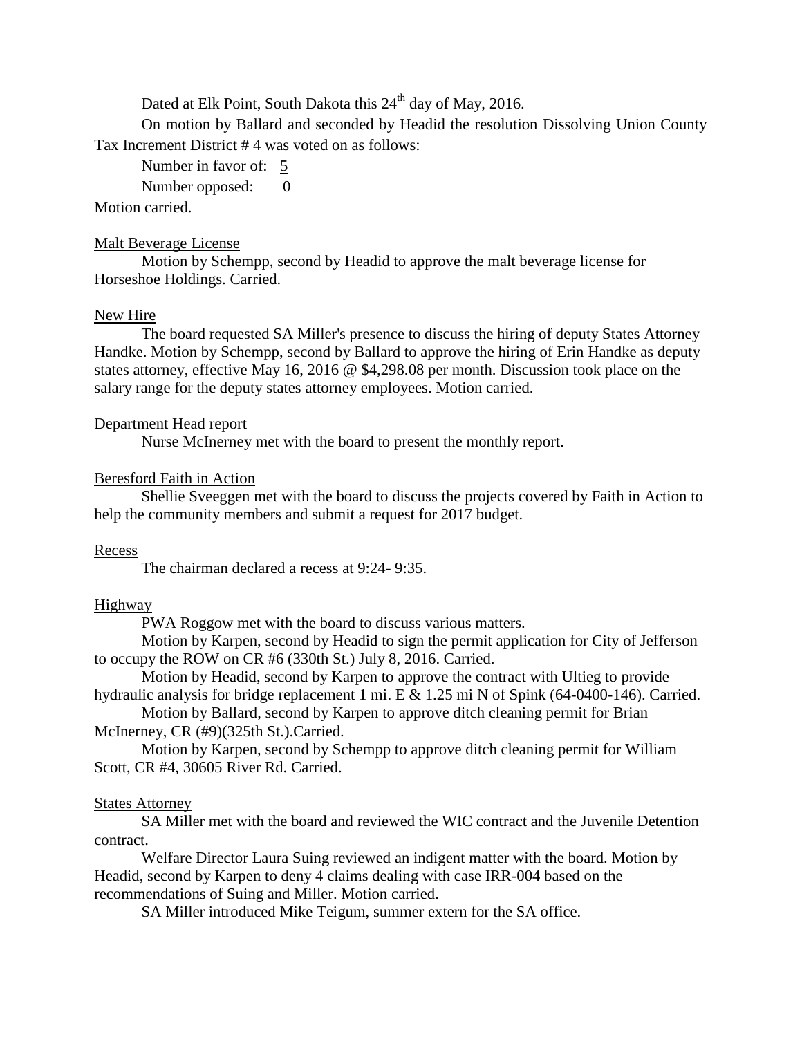Dated at Elk Point, South Dakota this 24th day of May, 2016.

On motion by Ballard and seconded by Headid the resolution Dissolving Union County Tax Increment District # 4 was voted on as follows:

Number in favor of: 5

Number opposed: 0

Motion carried.

Malt Beverage License

Motion by Schempp, second by Headid to approve the malt beverage license for Horseshoe Holdings. Carried.

New Hire

The board requested SA Miller's presence to discuss the hiring of deputy States Attorney Handke. Motion by Schempp, second by Ballard to approve the hiring of Erin Handke as deputy states attorney, effective May 16, 2016 @ $4,298.08 per month. Discussion took place on the salary range for the deputy states attorney employees. Motion carried.

Department Head report

Nurse McInerney met with the board to present the monthly report.

Beresford Faith in Action

Shellie Sveeggen met with the board to discuss the projects covered by Faith in Action to help the community members and submit a request for 2017 budget.

Recess

The chairman declared a recess at 9:24- 9:35.

Highway

PWA Roggow met with the board to discuss various matters.

Motion by Karpen, second by Headid to sign the permit application for City of Jefferson to occupy the ROW on CR #6 (330th St.) July 8, 2016. Carried.

Motion by Headid, second by Karpen to approve the contract with Ultieg to provide hydraulic analysis for bridge replacement 1 mi. E & 1.25 mi N of Spink (64-0400-146). Carried.

Motion by Ballard, second by Karpen to approve ditch cleaning permit for Brian McInerney, CR (#9)(325th St.).Carried.

Motion by Karpen, second by Schempp to approve ditch cleaning permit for William Scott, CR #4, 30605 River Rd. Carried.

States Attorney

SA Miller met with the board and reviewed the WIC contract and the Juvenile Detention contract.

Welfare Director Laura Suing reviewed an indigent matter with the board. Motion by Headid, second by Karpen to deny 4 claims dealing with case IRR-004 based on the recommendations of Suing and Miller. Motion carried.

SA Miller introduced Mike Teigum, summer extern for the SA office.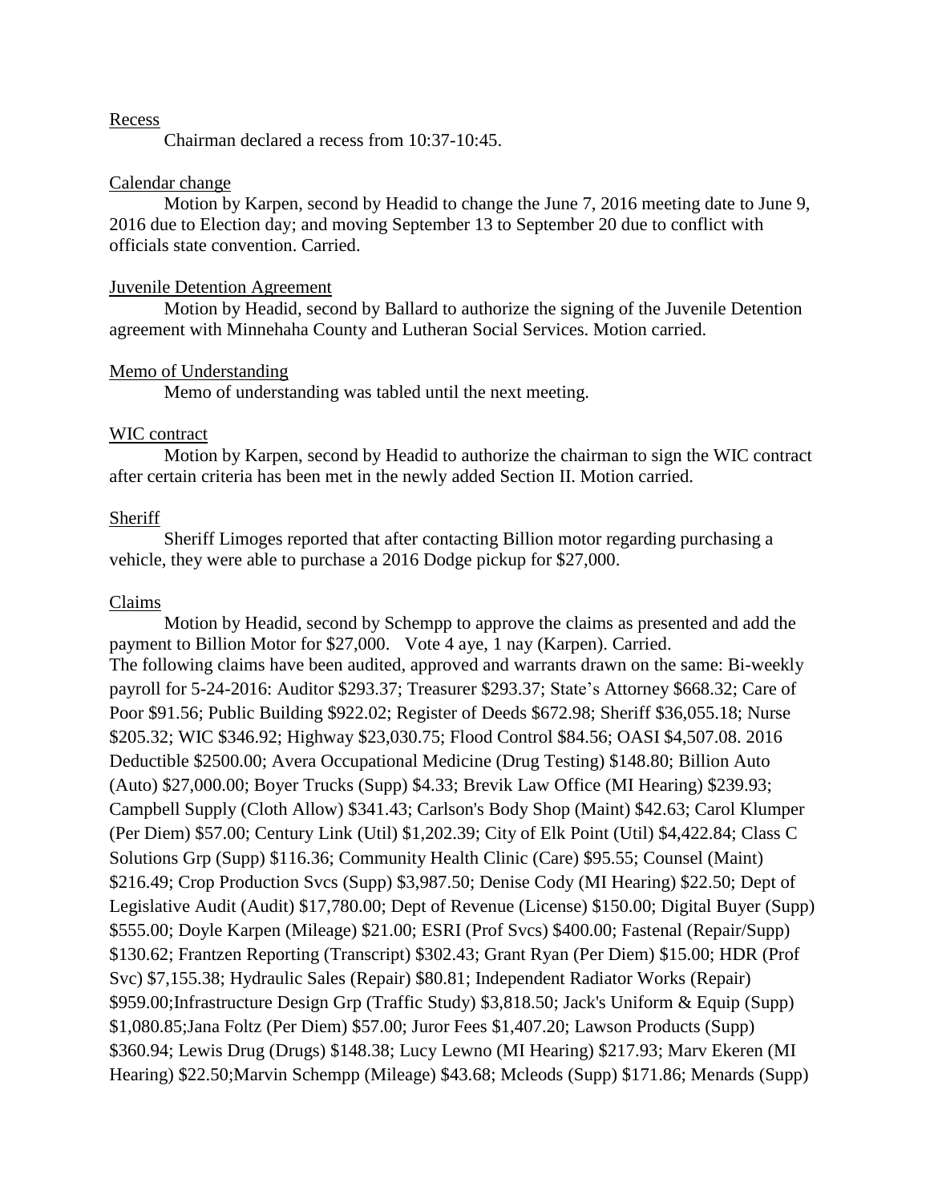Recess

Chairman declared a recess from 10:37-10:45.

Calendar change

Motion by Karpen, second by Headid to change the June 7, 2016 meeting date to June 9, 2016 due to Election day; and moving September 13 to September 20 due to conflict with officials state convention. Carried.

Juvenile Detention Agreement

Motion by Headid, second by Ballard to authorize the signing of the Juvenile Detention agreement with Minnehaha County and Lutheran Social Services. Motion carried.

Memo of Understanding

Memo of understanding was tabled until the next meeting.

WIC contract

Motion by Karpen, second by Headid to authorize the chairman to sign the WIC contract after certain criteria has been met in the newly added Section II. Motion carried.

Sheriff

Sheriff Limoges reported that after contacting Billion motor regarding purchasing a vehicle, they were able to purchase a 2016 Dodge pickup for $27,000.

Claims

Motion by Headid, second by Schempp to approve the claims as presented and add the payment to Billion Motor for $27,000. Vote 4 aye, 1 nay (Karpen). Carried.
The following claims have been audited, approved and warrants drawn on the same: Bi-weekly payroll for 5-24-2016: Auditor $293.37; Treasurer $293.37; State's Attorney $668.32; Care of Poor $91.56; Public Building $922.02; Register of Deeds $672.98; Sheriff $36,055.18; Nurse $205.32; WIC $346.92; Highway $23,030.75; Flood Control $84.56; OASI $4,507.08. 2016 Deductible $2500.00; Avera Occupational Medicine (Drug Testing) $148.80; Billion Auto (Auto) $27,000.00; Boyer Trucks (Supp) $4.33; Brevik Law Office (MI Hearing) $239.93; Campbell Supply (Cloth Allow) $341.43; Carlson's Body Shop (Maint) $42.63; Carol Klumper (Per Diem) $57.00; Century Link (Util) $1,202.39; City of Elk Point (Util) $4,422.84; Class C Solutions Grp (Supp) $116.36; Community Health Clinic (Care) $95.55; Counsel (Maint) $216.49; Crop Production Svcs (Supp) $3,987.50; Denise Cody (MI Hearing) $22.50; Dept of Legislative Audit (Audit) $17,780.00; Dept of Revenue (License) $150.00; Digital Buyer (Supp) $555.00; Doyle Karpen (Mileage) $21.00; ESRI (Prof Svcs) $400.00; Fastenal (Repair/Supp) $130.62; Frantzen Reporting (Transcript) $302.43; Grant Ryan (Per Diem) $15.00; HDR (Prof Svc) $7,155.38; Hydraulic Sales (Repair) $80.81; Independent Radiator Works (Repair) $959.00;Infrastructure Design Grp (Traffic Study) $3,818.50; Jack's Uniform & Equip (Supp) $1,080.85;Jana Foltz (Per Diem) $57.00; Juror Fees $1,407.20; Lawson Products (Supp) $360.94; Lewis Drug (Drugs) $148.38; Lucy Lewno (MI Hearing) $217.93; Marv Ekeren (MI Hearing) $22.50;Marvin Schempp (Mileage) $43.68; Mcleods (Supp) $171.86; Menards (Supp)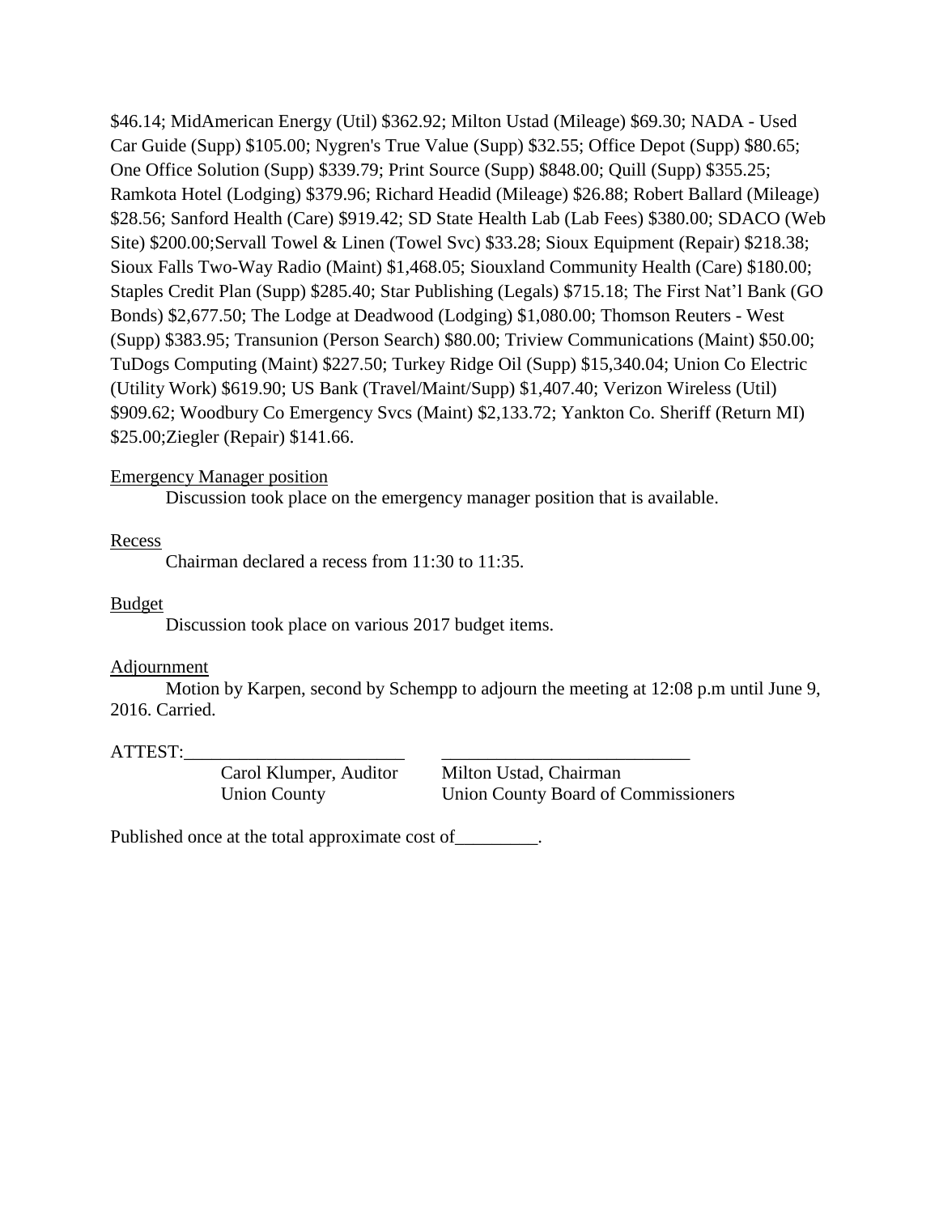$46.14; MidAmerican Energy (Util) $362.92; Milton Ustad (Mileage) $69.30; NADA - Used Car Guide (Supp) $105.00; Nygren's True Value (Supp) $32.55; Office Depot (Supp) $80.65; One Office Solution (Supp) $339.79; Print Source (Supp) $848.00; Quill (Supp) $355.25; Ramkota Hotel (Lodging) $379.96; Richard Headid (Mileage) $26.88; Robert Ballard (Mileage) $28.56; Sanford Health (Care) $919.42; SD State Health Lab (Lab Fees) $380.00; SDACO (Web Site) $200.00;Servall Towel & Linen (Towel Svc) $33.28; Sioux Equipment (Repair) $218.38; Sioux Falls Two-Way Radio (Maint) $1,468.05; Siouxland Community Health (Care) $180.00; Staples Credit Plan (Supp) $285.40; Star Publishing (Legals) $715.18; The First Nat'l Bank (GO Bonds) $2,677.50; The Lodge at Deadwood (Lodging) $1,080.00; Thomson Reuters - West (Supp) $383.95; Transunion (Person Search) $80.00; Triview Communications (Maint) $50.00; TuDogs Computing (Maint) $227.50; Turkey Ridge Oil (Supp) $15,340.04; Union Co Electric (Utility Work) $619.90; US Bank (Travel/Maint/Supp) $1,407.40; Verizon Wireless (Util) $909.62; Woodbury Co Emergency Svcs (Maint) $2,133.72; Yankton Co. Sheriff (Return MI) $25.00;Ziegler (Repair) $141.66.

Emergency Manager position

Discussion took place on the emergency manager position that is available.

Recess

Chairman declared a recess from 11:30 to 11:35.

Budget

Discussion took place on various 2017 budget items.

Adjournment

Motion by Karpen, second by Schempp to adjourn the meeting at 12:08 p.m until June 9, 2016. Carried.

ATTEST:________________________ ___________________________

Carol Klumper, Auditor
Union County

Milton Ustad, Chairman
Union County Board of Commissioners

Published once at the total approximate cost of_________.